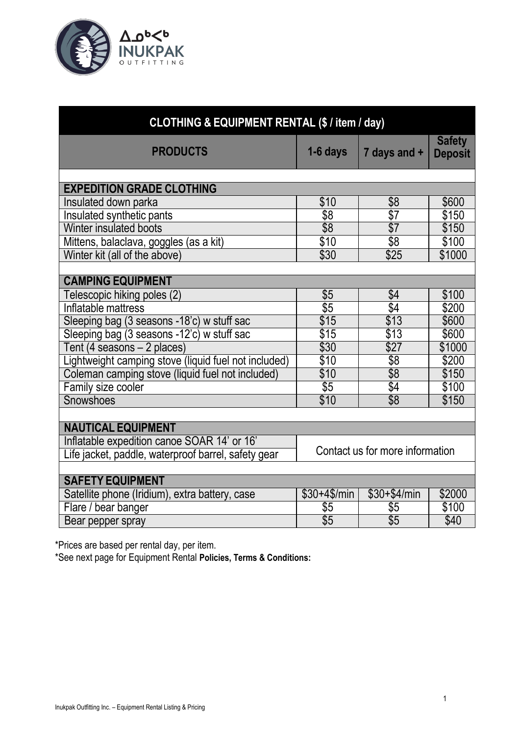ᐃᓄᒃᐸᒃ INUKPAK OUTFITTING

| CLOTHING & EQUIPMENT RENTAL ($ / item / day) | | | |
|---|---|---|---|
| **PRODUCTS** | **1-6 days** | **7 days and +** | **Safety Deposit** |
| | | | |
| **EXPEDITION GRADE CLOTHING** | | | |
| Insulated down parka | $10 | $8 | $600 |
| Insulated synthetic pants | $8 | $7 | $150 |
| Winter insulated boots | $8 | $7 | $150 |
| Mittens, balaclava, goggles (as a kit) | $10 | $8 | $100 |
| Winter kit (all of the above) | $30 | $25 | $1000 |
| | | | |
| **CAMPING EQUIPMENT** | | | |
| Telescopic hiking poles (2) | $5 | $4 | $100 |
| Inflatable mattress | $5 | $4 | $200 |
| Sleeping bag (3 seasons -18'c) w stuff sac | $15 | $13 | $600 |
| Sleeping bag (3 seasons -12'c) w stuff sac | $15 | $13 | $600 |
| Tent (4 seasons – 2 places) | $30 | $27 | $1000 |
| Lightweight camping stove (liquid fuel not included) | $10 | $8 | $200 |
| Coleman camping stove (liquid fuel not included) | $10 | $8 | $150 |
| Family size cooler | $5 | $4 | $100 |
| Snowshoes | $10 | $8 | $150 |
| | | | |
| **NAUTICAL EQUIPMENT** | | | |
| Inflatable expedition canoe SOAR 14' or 16' | Contact us for more information | | |
| Life jacket, paddle, waterproof barrel, safety gear | | | |
| | | | |
| **SAFETY EQUIPMENT** | | | |
| Satellite phone (Iridium), extra battery, case | $30+4$/min | $30+$4/min | $2000 |
| Flare / bear banger | $5 | $5 | $100 |
| Bear pepper spray | $5 | $5 | $40 |

*Prices are based per rental day, per item.

*See next page for Equipment Rental **Policies, Terms & Conditions:**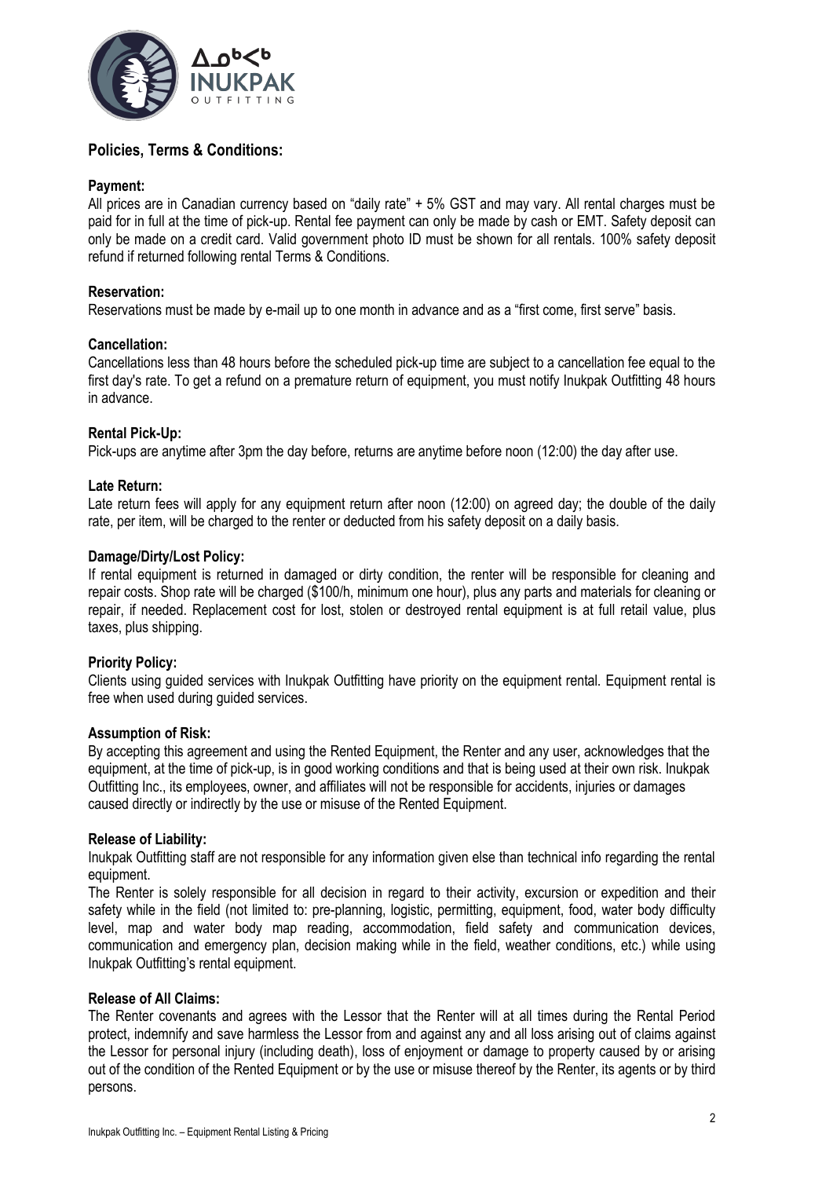## Policies, Terms & Conditions:

**Payment:**

All prices are in Canadian currency based on "daily rate" + 5% GST and may vary. All rental charges must be paid for in full at the time of pick-up. Rental fee payment can only be made by cash or EMT. Safety deposit can only be made on a credit card. Valid government photo ID must be shown for all rentals. 100% safety deposit refund if returned following rental Terms & Conditions.

**Reservation:**

Reservations must be made by e-mail up to one month in advance and as a "first come, first serve" basis.

**Cancellation:**

Cancellations less than 48 hours before the scheduled pick-up time are subject to a cancellation fee equal to the first day's rate. To get a refund on a premature return of equipment, you must notify Inukpak Outfitting 48 hours in advance.

**Rental Pick-Up:**

Pick-ups are anytime after 3pm the day before, returns are anytime before noon (12:00) the day after use.

**Late Return:**

Late return fees will apply for any equipment return after noon (12:00) on agreed day; the double of the daily rate, per item, will be charged to the renter or deducted from his safety deposit on a daily basis.

**Damage/Dirty/Lost Policy:**

If rental equipment is returned in damaged or dirty condition, the renter will be responsible for cleaning and repair costs. Shop rate will be charged ($100/h, minimum one hour), plus any parts and materials for cleaning or repair, if needed. Replacement cost for lost, stolen or destroyed rental equipment is at full retail value, plus taxes, plus shipping.

**Priority Policy:**

Clients using guided services with Inukpak Outfitting have priority on the equipment rental. Equipment rental is free when used during guided services.

**Assumption of Risk:**

By accepting this agreement and using the Rented Equipment, the Renter and any user, acknowledges that the equipment, at the time of pick-up, is in good working conditions and that is being used at their own risk. Inukpak Outfitting Inc., its employees, owner, and affiliates will not be responsible for accidents, injuries or damages caused directly or indirectly by the use or misuse of the Rented Equipment.

**Release of Liability:**

Inukpak Outfitting staff are not responsible for any information given else than technical info regarding the rental equipment.

The Renter is solely responsible for all decision in regard to their activity, excursion or expedition and their safety while in the field (not limited to: pre-planning, logistic, permitting, equipment, food, water body difficulty level, map and water body map reading, accommodation, field safety and communication devices, communication and emergency plan, decision making while in the field, weather conditions, etc.) while using Inukpak Outfitting's rental equipment.

**Release of All Claims:**

The Renter covenants and agrees with the Lessor that the Renter will at all times during the Rental Period protect, indemnify and save harmless the Lessor from and against any and all loss arising out of claims against the Lessor for personal injury (including death), loss of enjoyment or damage to property caused by or arising out of the condition of the Rented Equipment or by the use or misuse thereof by the Renter, its agents or by third persons.